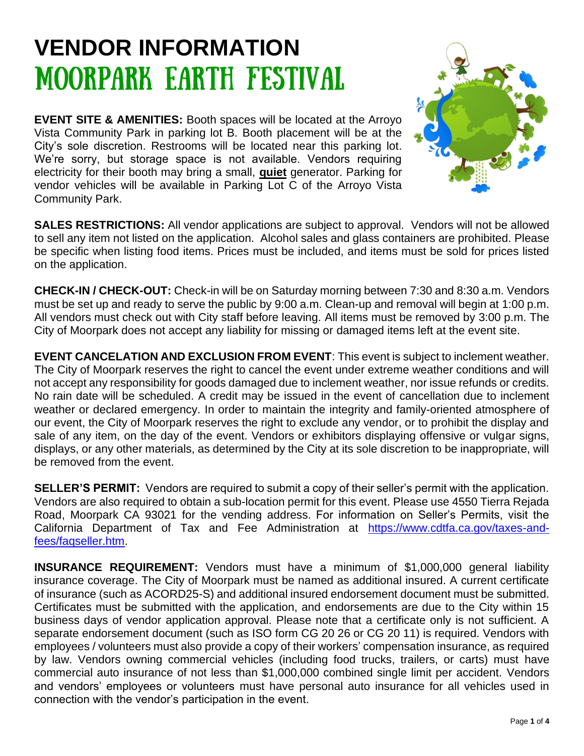# VENDOR INFORMATION
## MOORPARK EARTH FESTIVAL

**EVENT SITE & AMENITIES:** Booth spaces will be located at the Arroyo Vista Community Park in parking lot B. Booth placement will be at the City's sole discretion. Restrooms will be located near this parking lot. We're sorry, but storage space is not available. Vendors requiring electricity for their booth may bring a small, **quiet** generator. Parking for vendor vehicles will be available in Parking Lot C of the Arroyo Vista Community Park.

**SALES RESTRICTIONS:** All vendor applications are subject to approval. Vendors will not be allowed to sell any item not listed on the application. Alcohol sales and glass containers are prohibited. Please be specific when listing food items. Prices must be included, and items must be sold for prices listed on the application.

**CHECK-IN / CHECK-OUT:** Check-in will be on Saturday morning between 7:30 and 8:30 a.m. Vendors must be set up and ready to serve the public by 9:00 a.m. Clean-up and removal will begin at 1:00 p.m. All vendors must check out with City staff before leaving. All items must be removed by 3:00 p.m. The City of Moorpark does not accept any liability for missing or damaged items left at the event site.

**EVENT CANCELATION AND EXCLUSION FROM EVENT**: This event is subject to inclement weather. The City of Moorpark reserves the right to cancel the event under extreme weather conditions and will not accept any responsibility for goods damaged due to inclement weather, nor issue refunds or credits. No rain date will be scheduled. A credit may be issued in the event of cancellation due to inclement weather or declared emergency. In order to maintain the integrity and family-oriented atmosphere of our event, the City of Moorpark reserves the right to exclude any vendor, or to prohibit the display and sale of any item, on the day of the event. Vendors or exhibitors displaying offensive or vulgar signs, displays, or any other materials, as determined by the City at its sole discretion to be inappropriate, will be removed from the event.

**SELLER'S PERMIT:** Vendors are required to submit a copy of their seller's permit with the application. Vendors are also required to obtain a sub-location permit for this event. Please use 4550 Tierra Rejada Road, Moorpark CA 93021 for the vending address. For information on Seller's Permits, visit the California Department of Tax and Fee Administration at [https://www.cdtfa.ca.gov/taxes-and-fees/faqseller.htm](https://www.cdtfa.ca.gov/taxes-and-fees/faqseller.htm).

**INSURANCE REQUIREMENT:** Vendors must have a minimum of $1,000,000 general liability insurance coverage. The City of Moorpark must be named as additional insured. A current certificate of insurance (such as ACORD25-S) and additional insured endorsement document must be submitted. Certificates must be submitted with the application, and endorsements are due to the City within 15 business days of vendor application approval. Please note that a certificate only is not sufficient. A separate endorsement document (such as ISO form CG 20 26 or CG 20 11) is required. Vendors with employees / volunteers must also provide a copy of their workers' compensation insurance, as required by law. Vendors owning commercial vehicles (including food trucks, trailers, or carts) must have commercial auto insurance of not less than $1,000,000 combined single limit per accident. Vendors and vendors' employees or volunteers must have personal auto insurance for all vehicles used in connection with the vendor's participation in the event.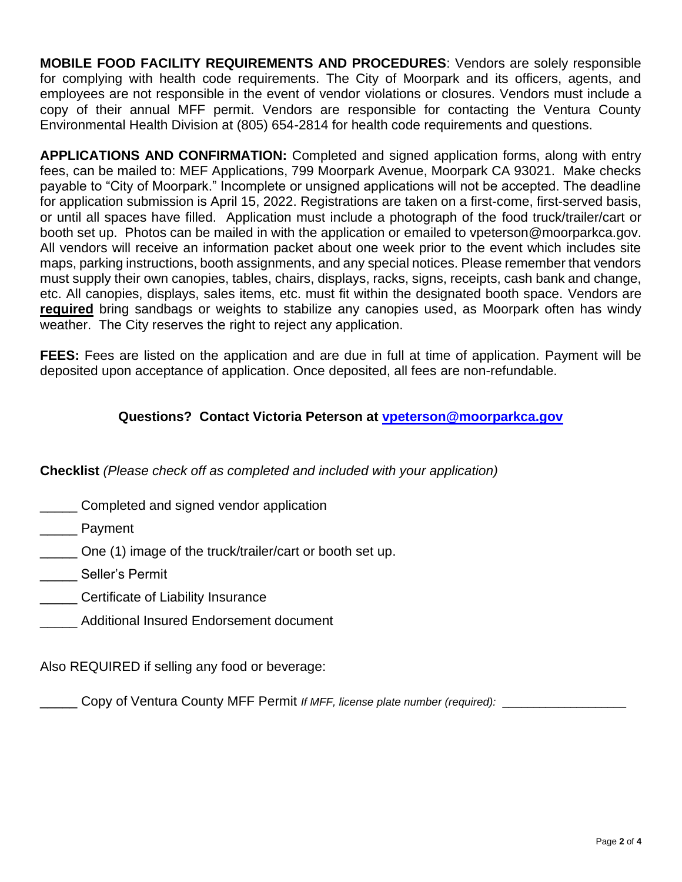**MOBILE FOOD FACILITY REQUIREMENTS AND PROCEDURES**: Vendors are solely responsible for complying with health code requirements. The City of Moorpark and its officers, agents, and employees are not responsible in the event of vendor violations or closures. Vendors must include a copy of their annual MFF permit. Vendors are responsible for contacting the Ventura County Environmental Health Division at (805) 654-2814 for health code requirements and questions.

**APPLICATIONS AND CONFIRMATION:** Completed and signed application forms, along with entry fees, can be mailed to: MEF Applications, 799 Moorpark Avenue, Moorpark CA 93021. Make checks payable to "City of Moorpark." Incomplete or unsigned applications will not be accepted. The deadline for application submission is April 15, 2022. Registrations are taken on a first-come, first-served basis, or until all spaces have filled. Application must include a photograph of the food truck/trailer/cart or booth set up. Photos can be mailed in with the application or emailed to vpeterson@moorparkca.gov. All vendors will receive an information packet about one week prior to the event which includes site maps, parking instructions, booth assignments, and any special notices. Please remember that vendors must supply their own canopies, tables, chairs, displays, racks, signs, receipts, cash bank and change, etc. All canopies, displays, sales items, etc. must fit within the designated booth space. Vendors are **required** bring sandbags or weights to stabilize any canopies used, as Moorpark often has windy weather. The City reserves the right to reject any application.

**FEES:** Fees are listed on the application and are due in full at time of application. Payment will be deposited upon acceptance of application. Once deposited, all fees are non-refundable.

**Questions? Contact Victoria Peterson at vpeterson@moorparkca.gov**

**Checklist** *(Please check off as completed and included with your application)*

_____ Completed and signed vendor application

_____ Payment

_____ One (1) image of the truck/trailer/cart or booth set up.

_____ Seller's Permit

_____ Certificate of Liability Insurance

_____ Additional Insured Endorsement document

Also REQUIRED if selling any food or beverage:

_____ Copy of Ventura County MFF Permit *If MFF, license plate number (required):* __________________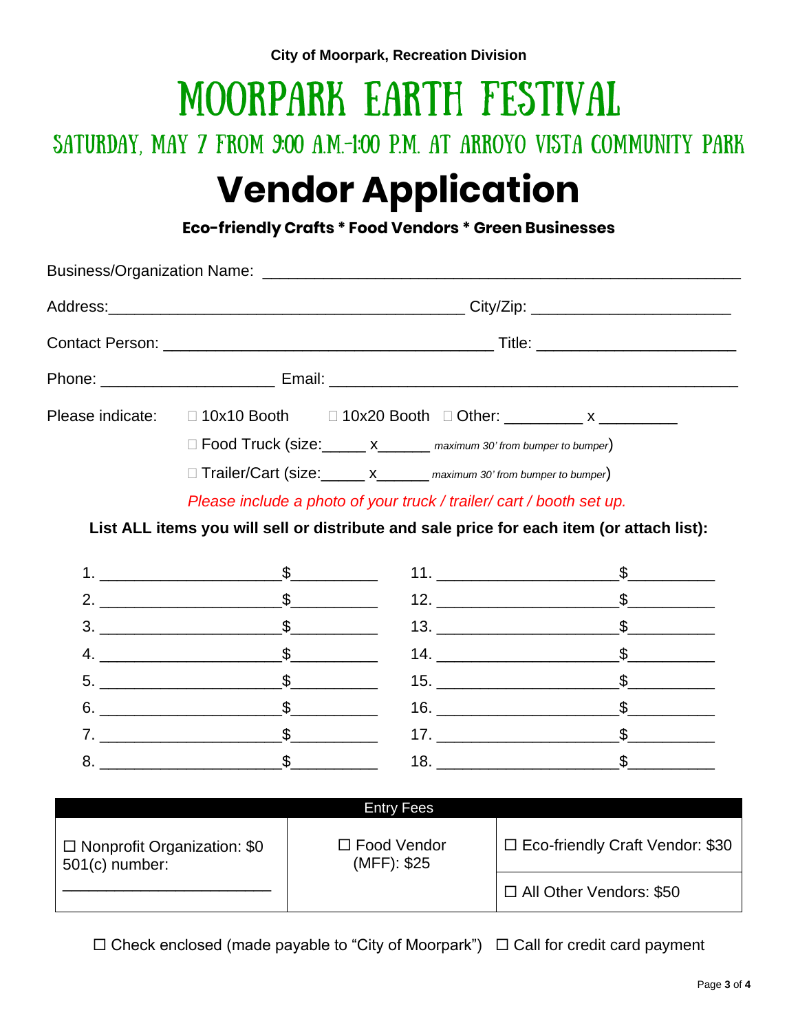City of Moorpark, Recreation Division

# MOORPARK EARTH FESTIVAL

## SATURDAY, MAY 7 FROM 9:00 A.M.-1:00 P.M. AT ARROYO VISTA COMMUNITY PARK

# Vendor Application

**Eco-friendly Crafts * Food Vendors * Green Businesses**

Business/Organization Name: ___________________________________________________

Address: ________________________________________ City/Zip: ______________________

Contact Person: _____________________________________ Title: ______________________

Phone: ___________________ Email: _____________________________________________

Please indicate: ☐ 10x10 Booth ☐ 10x20 Booth ☐ Other: _________ x _________

☐ Food Truck (size:_____ x_______ *maximum 30' from bumper to bumper*)

☐ Trailer/Cart (size:_____ x_______ *maximum 30' from bumper to bumper*)

*Please include a photo of your truck / trailer/ cart / booth set up.*

**List ALL items you will sell or distribute and sale price for each item (or attach list):**

1. ____________________ $__________
2. ____________________ $__________
3. ____________________ $__________
4. ____________________ $__________
5. ____________________ $__________
6. ____________________ $__________
7. ____________________ $__________
8. ____________________ $__________
11. ____________________ $__________
12. ____________________ $__________
13. ____________________ $__________
14. ____________________ $__________
15. ____________________ $__________
16. ____________________ $__________
17. ____________________ $__________
18. ____________________ $__________

| Entry Fees | | |
|---|---|---|
| ☐ Nonprofit Organization: $0<br>501(c) number:<br>______________________ | ☐ Food Vendor (MFF): $25 | ☐ Eco-friendly Craft Vendor: $30<br>☐ All Other Vendors: $50 |

☐ Check enclosed (made payable to "City of Moorpark") ☐ Call for credit card payment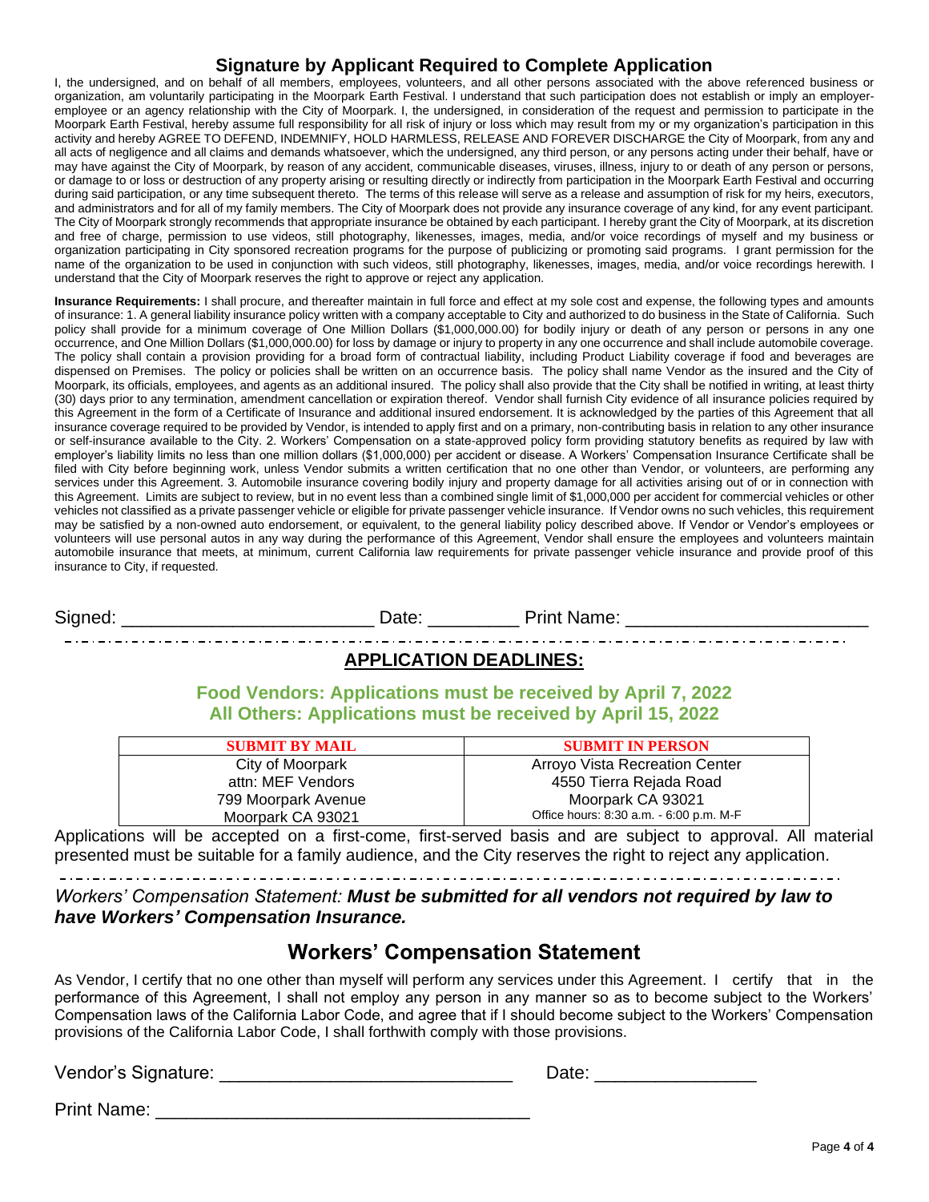## Signature by Applicant Required to Complete Application

I, the undersigned, and on behalf of all members, employees, volunteers, and all other persons associated with the above referenced business or organization, am voluntarily participating in the Moorpark Earth Festival. I understand that such participation does not establish or imply an employer-employee or an agency relationship with the City of Moorpark. I, the undersigned, in consideration of the request and permission to participate in the Moorpark Earth Festival, hereby assume full responsibility for all risk of injury or loss which may result from my or my organization's participation in this activity and hereby AGREE TO DEFEND, INDEMNIFY, HOLD HARMLESS, RELEASE AND FOREVER DISCHARGE the City of Moorpark, from any and all acts of negligence and all claims and demands whatsoever, which the undersigned, any third person, or any persons acting under their behalf, have or may have against the City of Moorpark, by reason of any accident, communicable diseases, viruses, illness, injury to or death of any person or persons, or damage to or loss or destruction of any property arising or resulting directly or indirectly from participation in the Moorpark Earth Festival and occurring during said participation, or any time subsequent thereto. The terms of this release will serve as a release and assumption of risk for my heirs, executors, and administrators and for all of my family members. The City of Moorpark does not provide any insurance coverage of any kind, for any event participant. The City of Moorpark strongly recommends that appropriate insurance be obtained by each participant. I hereby grant the City of Moorpark, at its discretion and free of charge, permission to use videos, still photography, likenesses, images, media, and/or voice recordings of myself and my business or organization participating in City sponsored recreation programs for the purpose of publicizing or promoting said programs. I grant permission for the name of the organization to be used in conjunction with such videos, still photography, likenesses, images, media, and/or voice recordings herewith. I understand that the City of Moorpark reserves the right to approve or reject any application.

**Insurance Requirements:** I shall procure, and thereafter maintain in full force and effect at my sole cost and expense, the following types and amounts of insurance: 1. A general liability insurance policy written with a company acceptable to City and authorized to do business in the State of California. Such policy shall provide for a minimum coverage of One Million Dollars ($1,000,000.00) for bodily injury or death of any person or persons in any one occurrence, and One Million Dollars ($1,000,000.00) for loss by damage or injury to property in any one occurrence and shall include automobile coverage. The policy shall contain a provision providing for a broad form of contractual liability, including Product Liability coverage if food and beverages are dispensed on Premises. The policy or policies shall be written on an occurrence basis. The policy shall name Vendor as the insured and the City of Moorpark, its officials, employees, and agents as an additional insured. The policy shall also provide that the City shall be notified in writing, at least thirty (30) days prior to any termination, amendment cancellation or expiration thereof. Vendor shall furnish City evidence of all insurance policies required by this Agreement in the form of a Certificate of Insurance and additional insured endorsement. It is acknowledged by the parties of this Agreement that all insurance coverage required to be provided by Vendor, is intended to apply first and on a primary, non-contributing basis in relation to any other insurance or self-insurance available to the City. 2. Workers' Compensation on a state-approved policy form providing statutory benefits as required by law with employer's liability limits no less than one million dollars ($1,000,000) per accident or disease. A Workers' Compensation Insurance Certificate shall be filed with City before beginning work, unless Vendor submits a written certification that no one other than Vendor, or volunteers, are performing any services under this Agreement. 3. Automobile insurance covering bodily injury and property damage for all activities arising out of or in connection with this Agreement. Limits are subject to review, but in no event less than a combined single limit of $1,000,000 per accident for commercial vehicles or other vehicles not classified as a private passenger vehicle or eligible for private passenger vehicle insurance. If Vendor owns no such vehicles, this requirement may be satisfied by a non-owned auto endorsement, or equivalent, to the general liability policy described above. If Vendor or Vendor's employees or volunteers will use personal autos in any way during the performance of this Agreement, Vendor shall ensure the employees and volunteers maintain automobile insurance that meets, at minimum, current California law requirements for private passenger vehicle insurance and provide proof of this insurance to City, if requested.

Signed: ________________________ Date: _________ Print Name: ________________________

## APPLICATION DEADLINES:

**Food Vendors: Applications must be received by April 7, 2022**
**All Others: Applications must be received by April 15, 2022**

| SUBMIT BY MAIL | SUBMIT IN PERSON |
|---|---|
| City of Moorpark<br>attn: MEF Vendors<br>799 Moorpark Avenue<br>Moorpark CA 93021 | Arroyo Vista Recreation Center<br>4550 Tierra Rejada Road<br>Moorpark CA 93021<br>Office hours: 8:30 a.m. - 6:00 p.m. M-F |

Applications will be accepted on a first-come, first-served basis and are subject to approval. All material presented must be suitable for a family audience, and the City reserves the right to reject any application.

*Workers' Compensation Statement: **Must be submitted for all vendors not required by law to have Workers' Compensation Insurance.***

## Workers' Compensation Statement

As Vendor, I certify that no one other than myself will perform any services under this Agreement. I certify that in the performance of this Agreement, I shall not employ any person in any manner so as to become subject to the Workers' Compensation laws of the California Labor Code, and agree that if I should become subject to the Workers' Compensation provisions of the California Labor Code, I shall forthwith comply with those provisions.

Vendor's Signature: _____________________________ Date: ________________

Print Name: ____________________________________